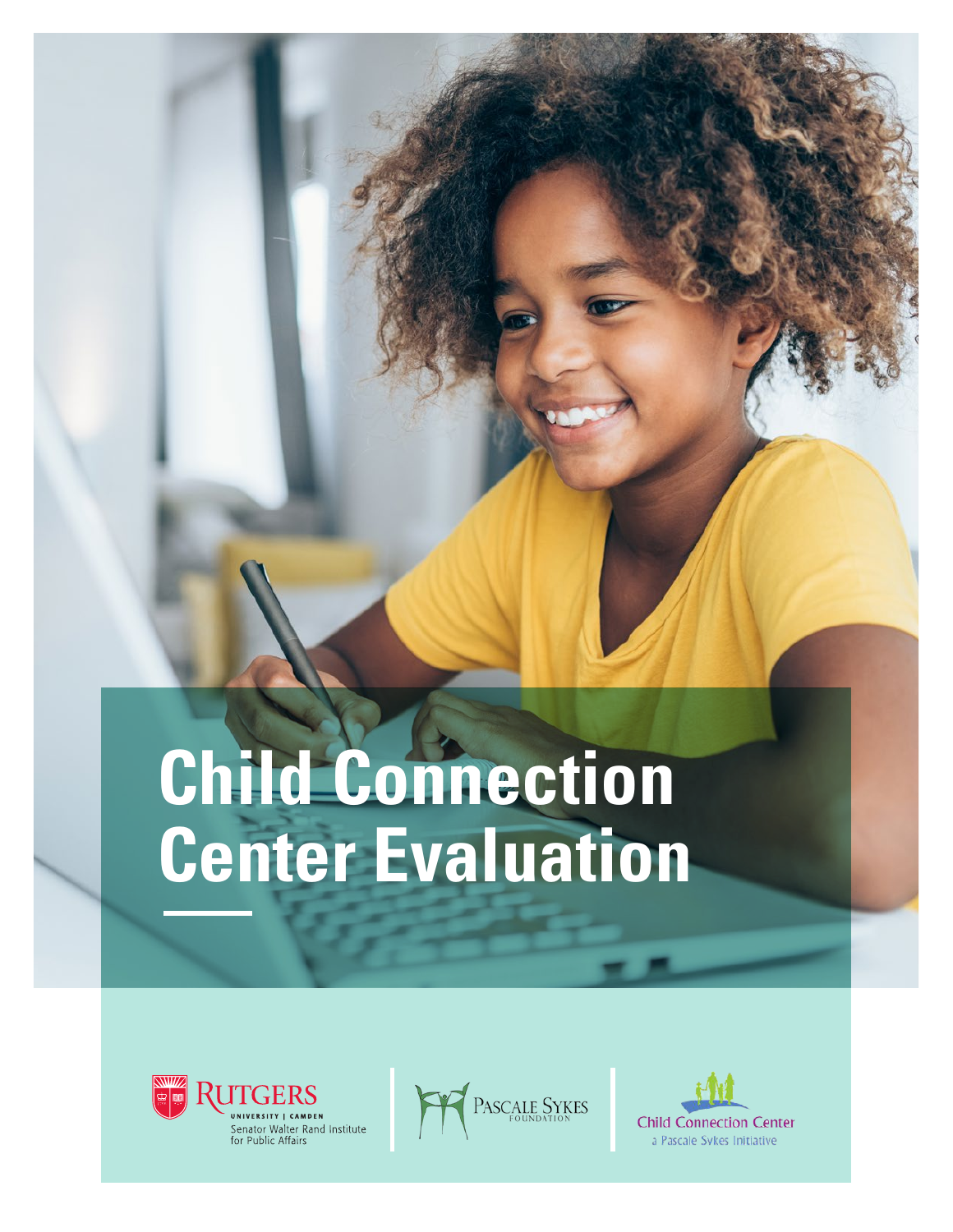# Child Connection Center Evaluation

Rutgers University | Camden
Senator Walter Rand Institute for Public Affairs

Pascale Sykes Foundation

Child Connection Center
a Pascale Sykes Initiative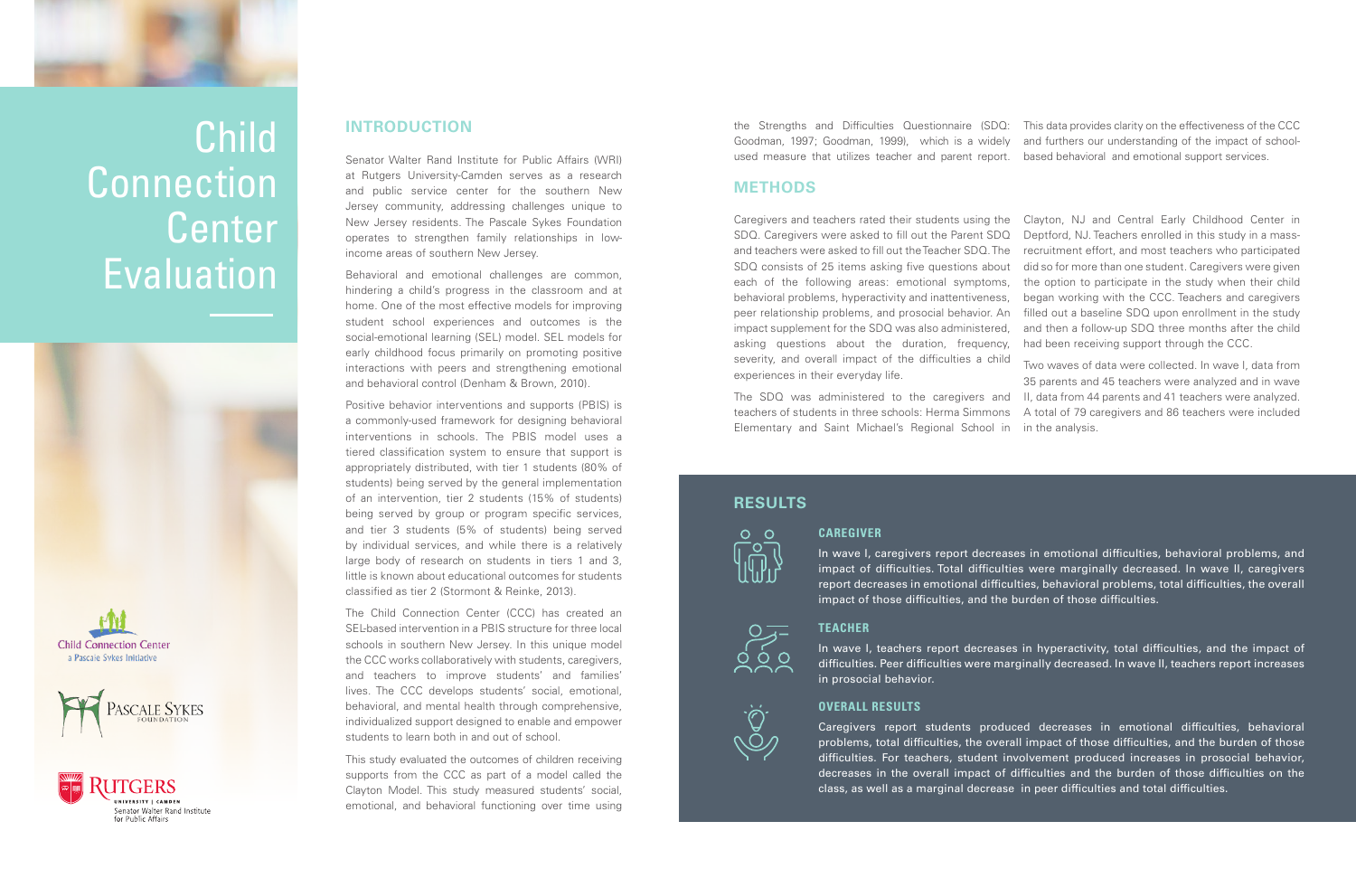# Child Connection Center Evaluation

## INTRODUCTION

Senator Walter Rand Institute for Public Affairs (WRI) at Rutgers University-Camden serves as a research and public service center for the southern New Jersey community, addressing challenges unique to New Jersey residents. The Pascale Sykes Foundation operates to strengthen family relationships in low-income areas of southern New Jersey.

Behavioral and emotional challenges are common, hindering a child's progress in the classroom and at home. One of the most effective models for improving student school experiences and outcomes is the social-emotional learning (SEL) model. SEL models for early childhood focus primarily on promoting positive interactions with peers and strengthening emotional and behavioral control (Denham & Brown, 2010).

Positive behavior interventions and supports (PBIS) is a commonly-used framework for designing behavioral interventions in schools. The PBIS model uses a tiered classification system to ensure that support is appropriately distributed, with tier 1 students (80% of students) being served by the general implementation of an intervention, tier 2 students (15% of students) being served by group or program specific services, and tier 3 students (5% of students) being served by individual services, and while there is a relatively large body of research on students in tiers 1 and 3, little is known about educational outcomes for students classified as tier 2 (Stormont & Reinke, 2013).

The Child Connection Center (CCC) has created an SEL-based intervention in a PBIS structure for three local schools in southern New Jersey. In this unique model the CCC works collaboratively with students, caregivers, and teachers to improve students' and families' lives. The CCC develops students' social, emotional, behavioral, and mental health through comprehensive, individualized support designed to enable and empower students to learn both in and out of school.

This study evaluated the outcomes of children receiving supports from the CCC as part of a model called the Clayton Model. This study measured students' social, emotional, and behavioral functioning over time using the Strengths and Difficulties Questionnaire (SDQ: Goodman, 1997; Goodman, 1999), which is a widely used measure that utilizes teacher and parent report. This data provides clarity on the effectiveness of the CCC and furthers our understanding of the impact of school-based behavioral and emotional support services.

## METHODS

Caregivers and teachers rated their students using the SDQ. Caregivers were asked to fill out the Parent SDQ and teachers were asked to fill out the Teacher SDQ. The SDQ consists of 25 items asking five questions about each of the following areas: emotional symptoms, behavioral problems, hyperactivity and inattentiveness, peer relationship problems, and prosocial behavior. An impact supplement for the SDQ was also administered, asking questions about the duration, frequency, severity, and overall impact of the difficulties a child experiences in their everyday life.

The SDQ was administered to the caregivers and teachers of students in three schools: Herma Simmons Elementary and Saint Michael's Regional School in Clayton, NJ and Central Early Childhood Center in Deptford, NJ. Teachers enrolled in this study in a mass-recruitment effort, and most teachers who participated did so for more than one student. Caregivers were given the option to participate in the study when their child began working with the CCC. Teachers and caregivers filled out a baseline SDQ upon enrollment in the study and then a follow-up SDQ three months after the child had been receiving support through the CCC.

Two waves of data were collected. In wave I, data from 35 parents and 45 teachers were analyzed and in wave II, data from 44 parents and 41 teachers were analyzed. A total of 79 caregivers and 86 teachers were included in the analysis.

## RESULTS

### CAREGIVER

In wave I, caregivers report decreases in emotional difficulties, behavioral problems, and impact of difficulties. Total difficulties were marginally decreased. In wave II, caregivers report decreases in emotional difficulties, behavioral problems, total difficulties, the overall impact of those difficulties, and the burden of those difficulties.

### TEACHER

In wave I, teachers report decreases in hyperactivity, total difficulties, and the impact of difficulties. Peer difficulties were marginally decreased. In wave II, teachers report increases in prosocial behavior.

### OVERALL RESULTS

Caregivers report students produced decreases in emotional difficulties, behavioral problems, total difficulties, the overall impact of those difficulties, and the burden of those difficulties. For teachers, student involvement produced increases in prosocial behavior, decreases in the overall impact of difficulties and the burden of those difficulties on the class, as well as a marginal decrease in peer difficulties and total difficulties.

Child Connection Center
a Pascale Sykes Initiative

PASCALE SYKES FOUNDATION

RUTGERS UNIVERSITY | CAMDEN
Senator Walter Rand Institute for Public Affairs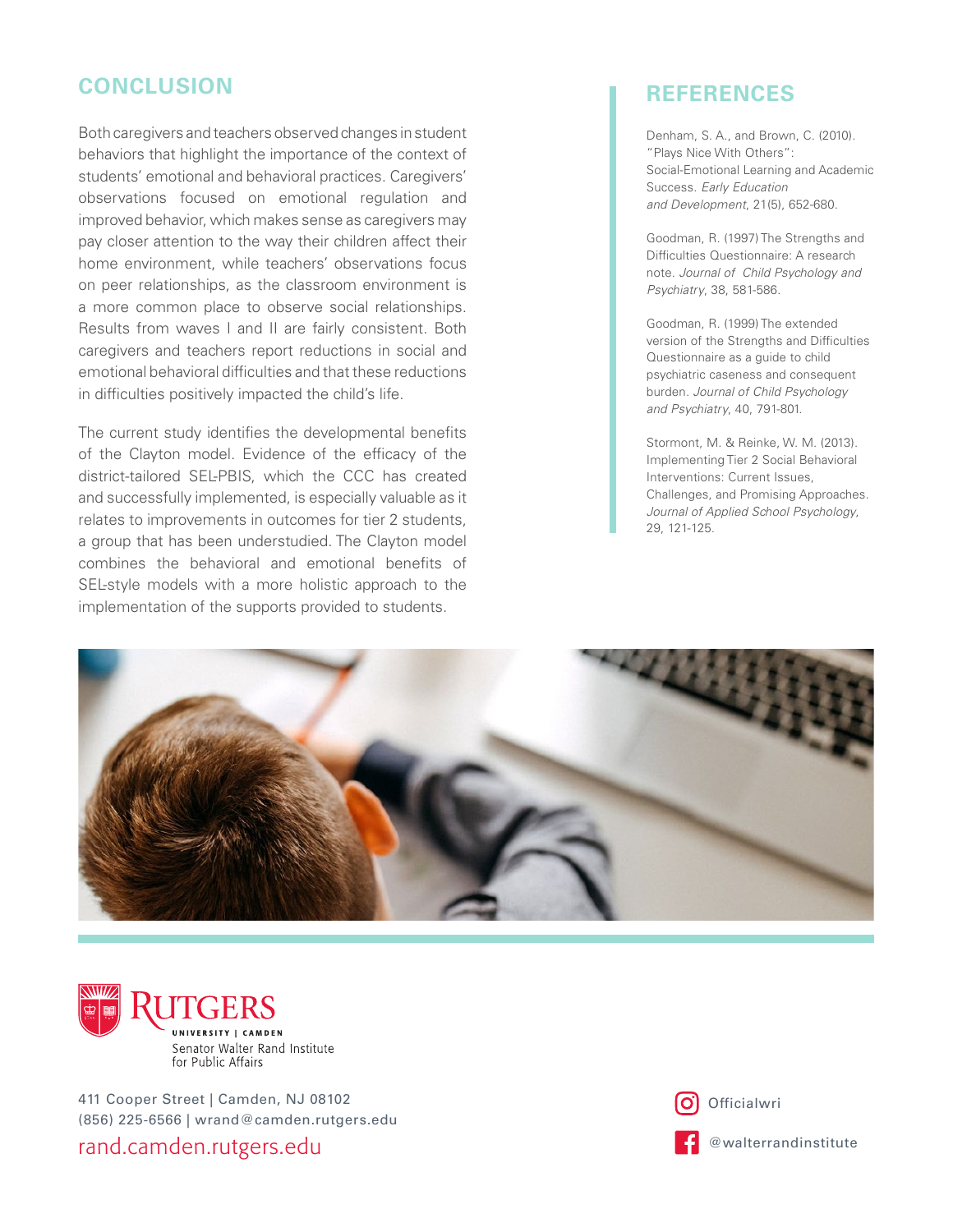## CONCLUSION

Both caregivers and teachers observed changes in student behaviors that highlight the importance of the context of students' emotional and behavioral practices. Caregivers' observations focused on emotional regulation and improved behavior, which makes sense as caregivers may pay closer attention to the way their children affect their home environment, while teachers' observations focus on peer relationships, as the classroom environment is a more common place to observe social relationships. Results from waves I and II are fairly consistent. Both caregivers and teachers report reductions in social and emotional behavioral difficulties and that these reductions in difficulties positively impacted the child's life.

The current study identifies the developmental benefits of the Clayton model. Evidence of the efficacy of the district-tailored SEL-PBIS, which the CCC has created and successfully implemented, is especially valuable as it relates to improvements in outcomes for tier 2 students, a group that has been understudied. The Clayton model combines the behavioral and emotional benefits of SEL-style models with a more holistic approach to the implementation of the supports provided to students.

## REFERENCES

Denham, S. A., and Brown, C. (2010). "Plays Nice With Others": Social-Emotional Learning and Academic Success. *Early Education and Development*, 21(5), 652-680.

Goodman, R. (1997) The Strengths and Difficulties Questionnaire: A research note. *Journal of Child Psychology and Psychiatry*, 38, 581-586.

Goodman, R. (1999) The extended version of the Strengths and Difficulties Questionnaire as a guide to child psychiatric caseness and consequent burden. *Journal of Child Psychology and Psychiatry*, 40, 791-801.

Stormont, M. & Reinke, W. M. (2013). Implementing Tier 2 Social Behavioral Interventions: Current Issues, Challenges, and Promising Approaches. *Journal of Applied School Psychology*, 29, 121-125.

RUTGERS
UNIVERSITY | CAMDEN
Senator Walter Rand Institute for Public Affairs

411 Cooper Street | Camden, NJ 08102
(856) 225-6566 | wrand@camden.rutgers.edu
rand.camden.rutgers.edu

Officialwri
@walterrandinstitute